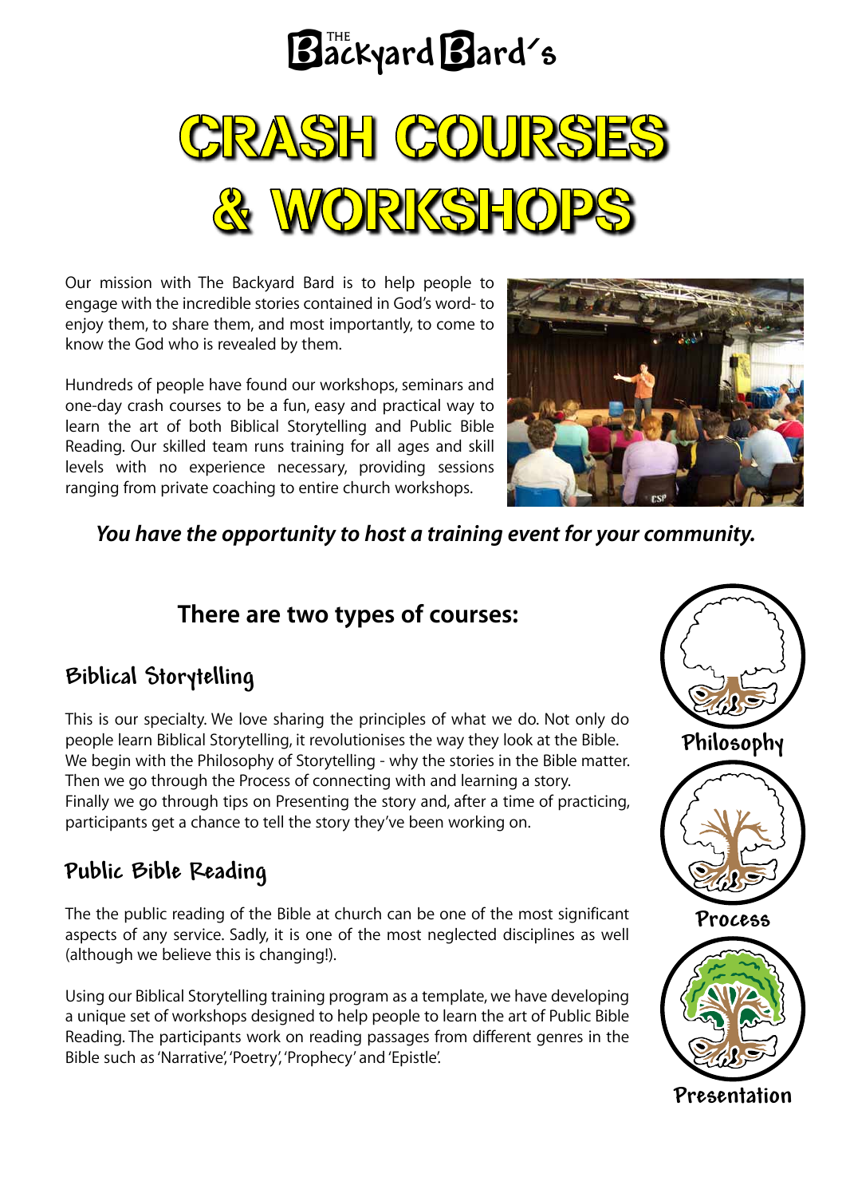# The Backyard Bard's

# CRASH COURSES & WORKSHOPS

Our mission with The Backyard Bard is to help people to engage with the incredible stories contained in God's word- to enjoy them, to share them, and most importantly, to come to know the God who is revealed by them.

Hundreds of people have found our workshops, seminars and one-day crash courses to be a fun, easy and practical way to learn the art of both Biblical Storytelling and Public Bible Reading. Our skilled team runs training for all ages and skill levels with no experience necessary, providing sessions ranging from private coaching to entire church workshops.

***You have the opportunity to host a training event for your community.***

## There are two types of courses:

### Biblical Storytelling

This is our specialty. We love sharing the principles of what we do. Not only do people learn Biblical Storytelling, it revolutionises the way they look at the Bible.
We begin with the Philosophy of Storytelling - why the stories in the Bible matter.
Then we go through the Process of connecting with and learning a story.
Finally we go through tips on Presenting the story and, after a time of practicing, participants get a chance to tell the story they've been working on.

Philosophy

Process

Presentation

### Public Bible Reading

The the public reading of the Bible at church can be one of the most significant aspects of any service. Sadly, it is one of the most neglected disciplines as well (although we believe this is changing!).

Using our Biblical Storytelling training program as a template, we have developing a unique set of workshops designed to help people to learn the art of Public Bible Reading. The participants work on reading passages from different genres in the Bible such as 'Narrative', 'Poetry', 'Prophecy' and 'Epistle'.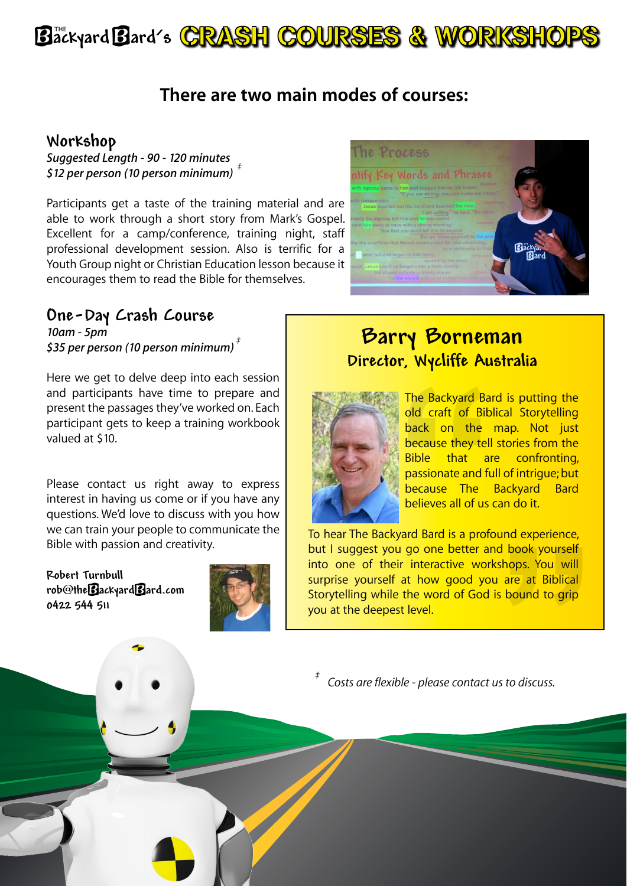# The Backyard Bard's CRASH COURSES & WORKSHOPS

## There are two main modes of courses:

### Workshop

*Suggested Length - 90 - 120 minutes*
*$12 per person (10 person minimum)* ‡

Participants get a taste of the training material and are able to work through a short story from Mark's Gospel. Excellent for a camp/conference, training night, staff professional development session. Also is terrific for a Youth Group night or Christian Education lesson because it encourages them to read the Bible for themselves.

### One-Day Crash Course

*10am - 5pm*
*$35 per person (10 person minimum)* ‡

Here we get to delve deep into each session and participants have time to prepare and present the passages they've worked on. Each participant gets to keep a training workbook valued at $10.

Please contact us right away to express interest in having us come or if you have any questions. We'd love to discuss with you how we can train your people to communicate the Bible with passion and creativity.

Robert Turnbull
rob@theBackyardBard.com
0422 544 511

## Barry Borneman
### Director, Wycliffe Australia

The Backyard Bard is putting the old craft of Biblical Storytelling back on the map. Not just because they tell stories from the Bible that are confronting, passionate and full of intrigue; but because The Backyard Bard believes all of us can do it.

To hear The Backyard Bard is a profound experience, but I suggest you go one better and book yourself into one of their interactive workshops. You will surprise yourself at how good you are at Biblical Storytelling while the word of God is bound to grip you at the deepest level.

‡ *Costs are flexible - please contact us to discuss.*